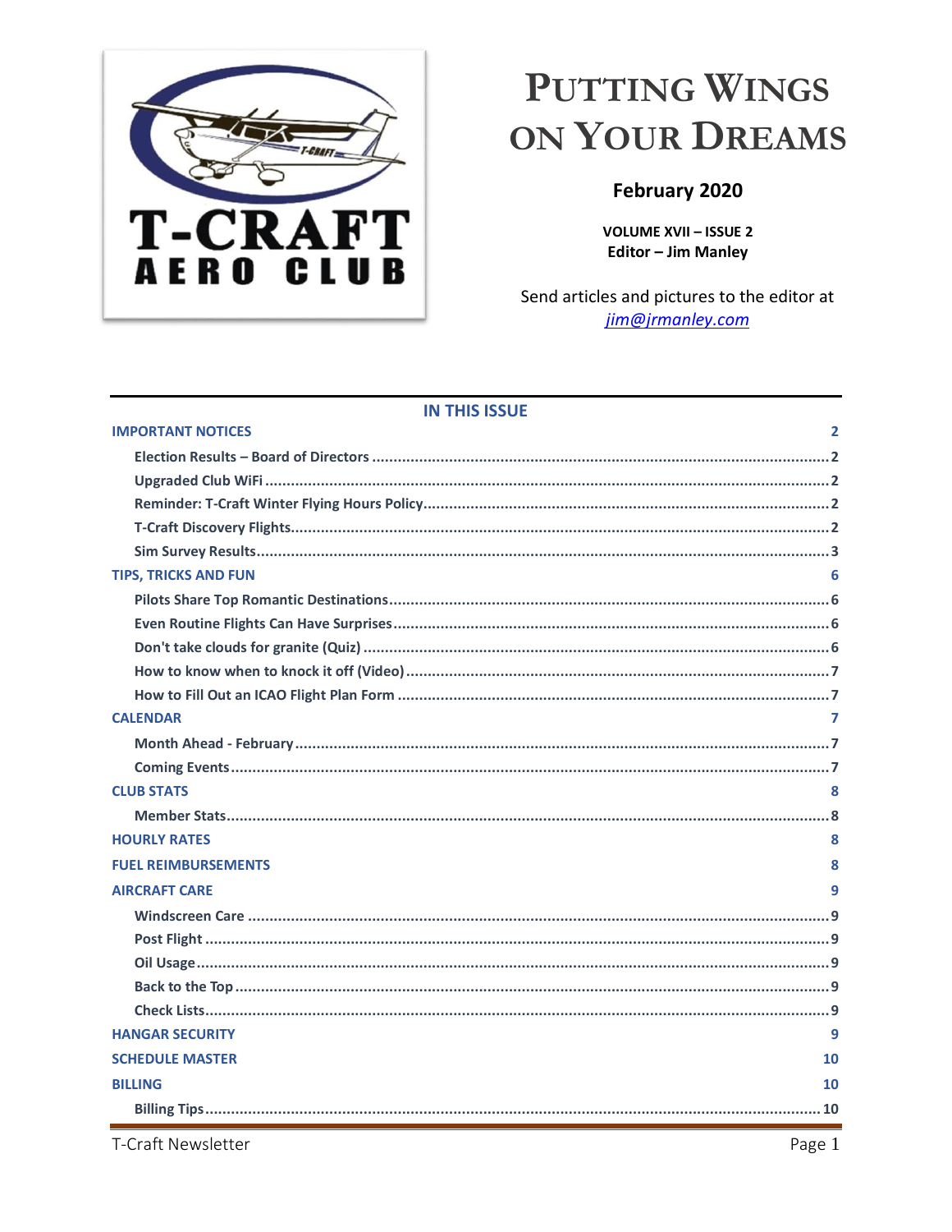# PUTTING WINGS ON YOUR DREAMS

**February 2020**

**VOLUME XVII – ISSUE 2**
**Editor – Jim Manley**

Send articles and pictures to the editor at
*jim@jrmanley.com*

## IN THIS ISSUE

- **IMPORTANT NOTICES** — 2
  - Election Results – Board of Directors — 2
  - Upgraded Club WiFi — 2
  - Reminder: T-Craft Winter Flying Hours Policy — 2
  - T-Craft Discovery Flights — 2
  - Sim Survey Results — 3
- **TIPS, TRICKS AND FUN** — 6
  - Pilots Share Top Romantic Destinations — 6
  - Even Routine Flights Can Have Surprises — 6
  - Don't take clouds for granite (Quiz) — 6
  - How to know when to knock it off (Video) — 7
  - How to Fill Out an ICAO Flight Plan Form — 7
- **CALENDAR** — 7
  - Month Ahead - February — 7
  - Coming Events — 7
- **CLUB STATS** — 8
  - Member Stats — 8
- **HOURLY RATES** — 8
- **FUEL REIMBURSEMENTS** — 8
- **AIRCRAFT CARE** — 9
  - Windscreen Care — 9
  - Post Flight — 9
  - Oil Usage — 9
  - Back to the Top — 9
  - Check Lists — 9
- **HANGAR SECURITY** — 9
- **SCHEDULE MASTER** — 10
- **BILLING** — 10
  - Billing Tips — 10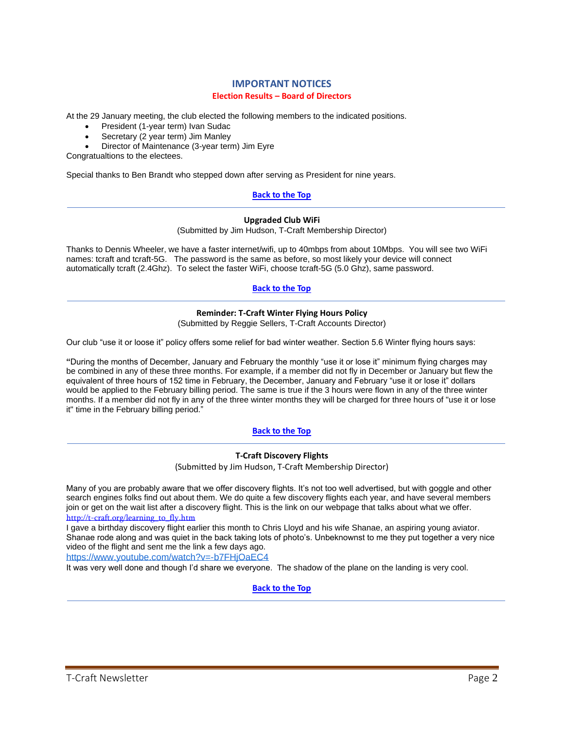# IMPORTANT NOTICES

## Election Results – Board of Directors

At the 29 January meeting, the club elected the following members to the indicated positions.

- President (1-year term) Ivan Sudac
- Secretary (2 year term) Jim Manley
- Director of Maintenance (3-year term) Jim Eyre

Congratualtions to the electees.

Special thanks to Ben Brandt who stepped down after serving as President for nine years.

**Back to the Top**

---

### Upgraded Club WiFi

(Submitted by Jim Hudson, T-Craft Membership Director)

Thanks to Dennis Wheeler, we have a faster internet/wifi, up to 40mbps from about 10Mbps. You will see two WiFi names: tcraft and tcraft-5G. The password is the same as before, so most likely your device will connect automatically tcraft (2.4Ghz). To select the faster WiFi, choose tcraft-5G (5.0 Ghz), same password.

**Back to the Top**

---

### Reminder: T-Craft Winter Flying Hours Policy

(Submitted by Reggie Sellers, T-Craft Accounts Director)

Our club "use it or loose it" policy offers some relief for bad winter weather. Section 5.6 Winter flying hours says:

**"**During the months of December, January and February the monthly "use it or lose it" minimum flying charges may be combined in any of these three months. For example, if a member did not fly in December or January but flew the equivalent of three hours of 152 time in February, the December, January and February "use it or lose it" dollars would be applied to the February billing period. The same is true if the 3 hours were flown in any of the three winter months. If a member did not fly in any of the three winter months they will be charged for three hours of "use it or lose it" time in the February billing period."

**Back to the Top**

---

### T-Craft Discovery Flights

(Submitted by Jim Hudson, T-Craft Membership Director)

Many of you are probably aware that we offer discovery flights. It's not too well advertised, but with goggle and other search engines folks find out about them. We do quite a few discovery flights each year, and have several members join or get on the wait list after a discovery flight. This is the link on our webpage that talks about what we offer.
http://t-craft.org/learning_to_fly.htm
I gave a birthday discovery flight earlier this month to Chris Lloyd and his wife Shanae, an aspiring young aviator. Shanae rode along and was quiet in the back taking lots of photo's. Unbeknownst to me they put together a very nice video of the flight and sent me the link a few days ago.
https://www.youtube.com/watch?v=-b7FHjOaEC4
It was very well done and though I'd share we everyone. The shadow of the plane on the landing is very cool.

**Back to the Top**

---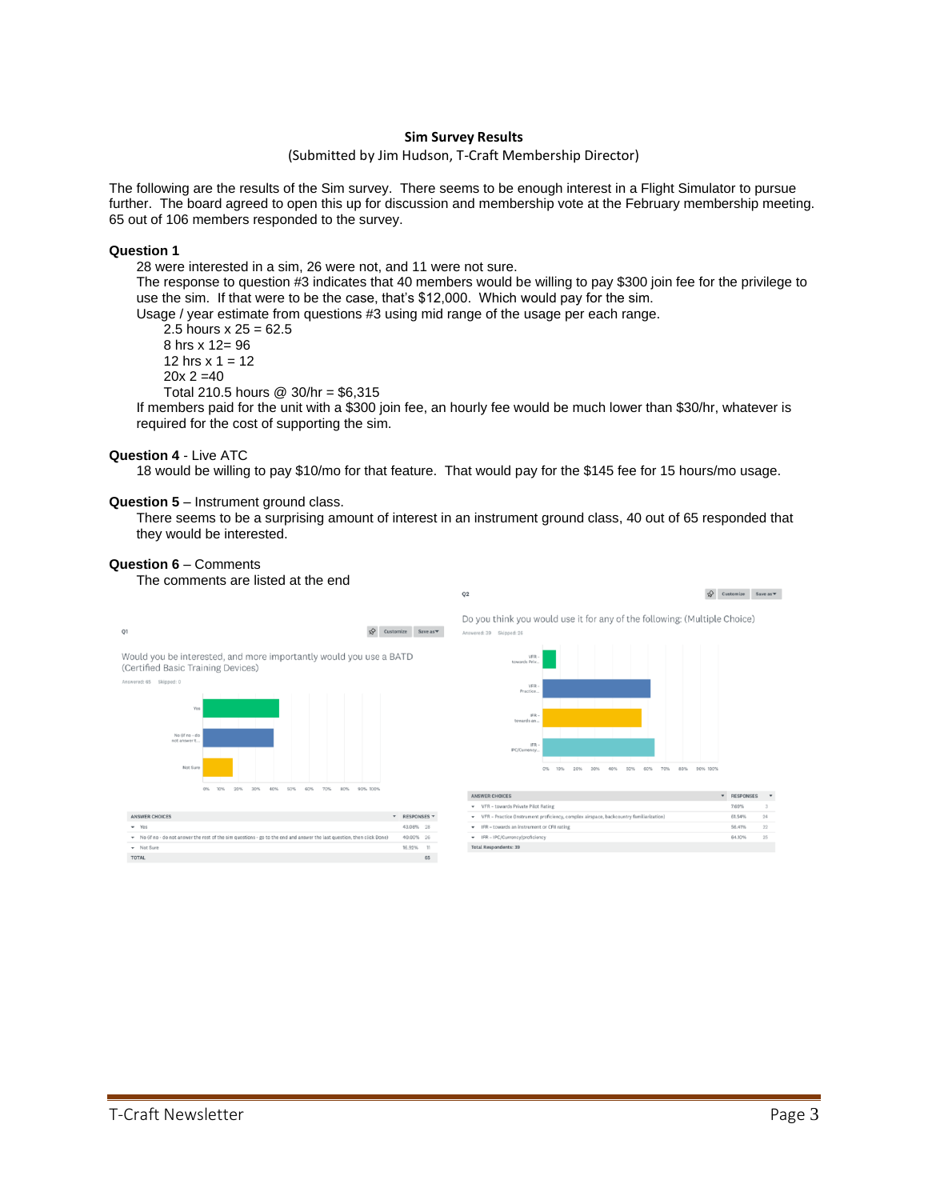## Sim Survey Results

(Submitted by Jim Hudson, T-Craft Membership Director)

The following are the results of the Sim survey. There seems to be enough interest in a Flight Simulator to pursue further. The board agreed to open this up for discussion and membership vote at the February membership meeting. 65 out of 106 members responded to the survey.

**Question 1**

28 were interested in a sim, 26 were not, and 11 were not sure.

The response to question #3 indicates that 40 members would be willing to pay $300 join fee for the privilege to use the sim. If that were to be the case, that's $12,000. Which would pay for the sim.

Usage / year estimate from questions #3 using mid range of the usage per each range.

2.5 hours x 25 = 62.5
8 hrs x 12= 96
12 hrs x 1 = 12
20x 2 =40
Total 210.5 hours @ 30/hr = $6,315

If members paid for the unit with a $300 join fee, an hourly fee would be much lower than $30/hr, whatever is required for the cost of supporting the sim.

**Question 4** - Live ATC

18 would be willing to pay $10/mo for that feature. That would pay for the $145 fee for 15 hours/mo usage.

**Question 5** – Instrument ground class.

There seems to be a surprising amount of interest in an instrument ground class, 40 out of 65 responded that they would be interested.

**Question 6** – Comments

The comments are listed at the end

Q1

Would you be interested, and more importantly would you use a BATD (Certified Basic Training Devices)

Answered: 65 Skipped: 0

| ANSWER CHOICES | RESPONSES | |
|---|---|---|
| Yes | 43.08% | 28 |
| No (if no - do not answer the rest of the sim questions - go to the end and answer the last question, then click Done) | 40.00% | 26 |
| Not Sure | 16.92% | 11 |
| TOTAL | | 65 |

Q2

Do you think you would use it for any of the following: (Multiple Choice)

Answered: 39 Skipped: 26

| ANSWER CHOICES | RESPONSES | |
|---|---|---|
| VFR - towards Private Pilot Rating | 7.69% | 3 |
| VFR - Practice (instrument proficiency, complex airspace, backcountry familiarization) | 61.54% | 24 |
| IFR - towards an instrument or CFII rating | 56.41% | 22 |
| IFR - IPC/Currency/proficiency | 64.10% | 25 |
| Total Respondents: 39 | | |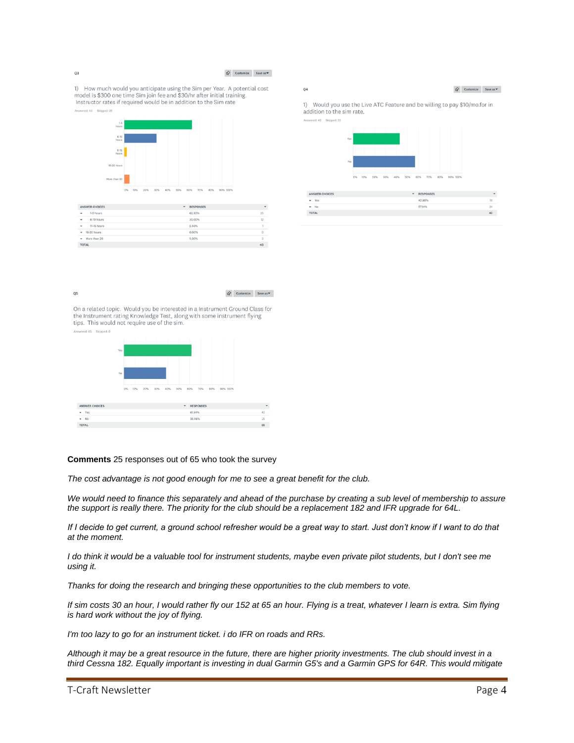Q3

1) How much would you anticipate using the Sim per Year. A potential cost model is $300 one time Sim join fee and $30/hr after initial training. Instructor rates if required would be in addition to the Sim rate

Answered: 40 Skipped: 25

| ANSWER CHOICES | RESPONSES | |
|---|---|---|
| 1-5 hours | 62.50% | 25 |
| 6-10 hours | 30.00% | 12 |
| 11-15 hours | 2.50% | 1 |
| 16-20 hours | 0.00% | 0 |
| More than 20 | 5.00% | 2 |
| TOTAL | | 40 |

Q4

1) Would you use the Live ATC Feature and be willing to pay $10/mo.for in addition to the sim rate.

Answered: 42 Skipped: 23

| ANSWER CHOICES | RESPONSES | |
|---|---|---|
| Yes | 42.86% | 18 |
| No | 57.14% | 24 |
| TOTAL | | 42 |

Q5

On a related topic. Would you be interested in a Instrument Ground Class for the Instrument rating Knowledge Test, along with some instrument flying tips. This would not require use of the sim.

Answered: 65 Skipped: 0

| ANSWER CHOICES | RESPONSES | |
|---|---|---|
| Yes | 61.54% | 40 |
| No | 38.46% | 25 |
| TOTAL | | 65 |

**Comments** 25 responses out of 65 who took the survey

*The cost advantage is not good enough for me to see a great benefit for the club.*

*We would need to finance this separately and ahead of the purchase by creating a sub level of membership to assure the support is really there. The priority for the club should be a replacement 182 and IFR upgrade for 64L.*

*If I decide to get current, a ground school refresher would be a great way to start. Just don't know if I want to do that at the moment.*

*I do think it would be a valuable tool for instrument students, maybe even private pilot students, but I don't see me using it.*

*Thanks for doing the research and bringing these opportunities to the club members to vote.*

*If sim costs 30 an hour, I would rather fly our 152 at 65 an hour. Flying is a treat, whatever I learn is extra. Sim flying is hard work without the joy of flying.*

*I'm too lazy to go for an instrument ticket. i do IFR on roads and RRs.*

*Although it may be a great resource in the future, there are higher priority investments. The club should invest in a third Cessna 182. Equally important is investing in dual Garmin G5's and a Garmin GPS for 64R. This would mitigate*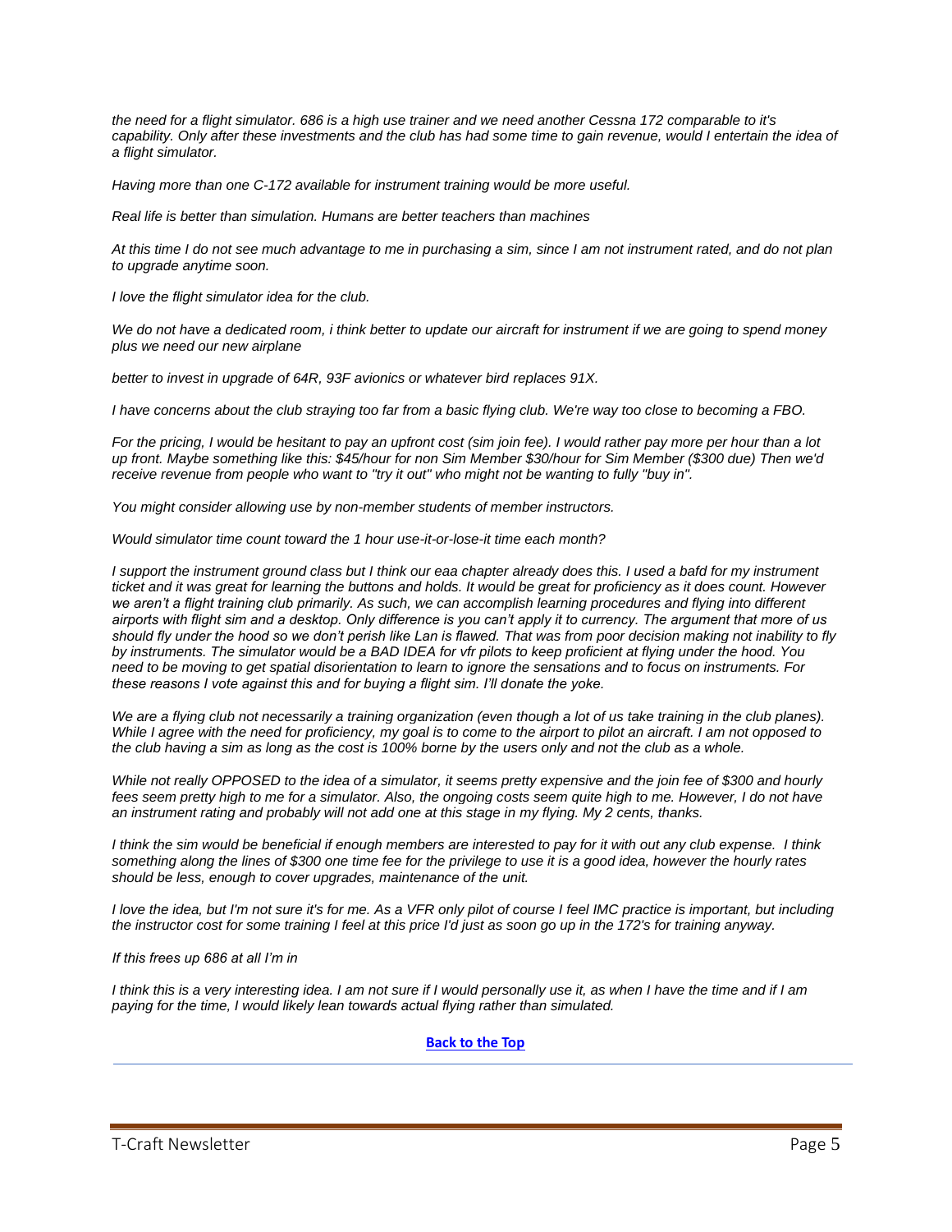*the need for a flight simulator. 686 is a high use trainer and we need another Cessna 172 comparable to it's capability. Only after these investments and the club has had some time to gain revenue, would I entertain the idea of a flight simulator.*

*Having more than one C-172 available for instrument training would be more useful.*

*Real life is better than simulation. Humans are better teachers than machines*

*At this time I do not see much advantage to me in purchasing a sim, since I am not instrument rated, and do not plan to upgrade anytime soon.*

*I love the flight simulator idea for the club.*

*We do not have a dedicated room, i think better to update our aircraft for instrument if we are going to spend money plus we need our new airplane*

*better to invest in upgrade of 64R, 93F avionics or whatever bird replaces 91X.*

*I have concerns about the club straying too far from a basic flying club. We're way too close to becoming a FBO.*

*For the pricing, I would be hesitant to pay an upfront cost (sim join fee). I would rather pay more per hour than a lot up front. Maybe something like this: $45/hour for non Sim Member $30/hour for Sim Member ($300 due) Then we'd receive revenue from people who want to "try it out" who might not be wanting to fully "buy in".*

*You might consider allowing use by non-member students of member instructors.*

*Would simulator time count toward the 1 hour use-it-or-lose-it time each month?*

*I support the instrument ground class but I think our eaa chapter already does this. I used a bafd for my instrument ticket and it was great for learning the buttons and holds. It would be great for proficiency as it does count. However we aren't a flight training club primarily. As such, we can accomplish learning procedures and flying into different airports with flight sim and a desktop. Only difference is you can't apply it to currency. The argument that more of us should fly under the hood so we don't perish like Lan is flawed. That was from poor decision making not inability to fly by instruments. The simulator would be a BAD IDEA for vfr pilots to keep proficient at flying under the hood. You need to be moving to get spatial disorientation to learn to ignore the sensations and to focus on instruments. For these reasons I vote against this and for buying a flight sim. I'll donate the yoke.*

*We are a flying club not necessarily a training organization (even though a lot of us take training in the club planes). While I agree with the need for proficiency, my goal is to come to the airport to pilot an aircraft. I am not opposed to the club having a sim as long as the cost is 100% borne by the users only and not the club as a whole.*

*While not really OPPOSED to the idea of a simulator, it seems pretty expensive and the join fee of $300 and hourly fees seem pretty high to me for a simulator. Also, the ongoing costs seem quite high to me. However, I do not have an instrument rating and probably will not add one at this stage in my flying. My 2 cents, thanks.*

*I think the sim would be beneficial if enough members are interested to pay for it with out any club expense. I think something along the lines of $300 one time fee for the privilege to use it is a good idea, however the hourly rates should be less, enough to cover upgrades, maintenance of the unit.*

*I love the idea, but I'm not sure it's for me. As a VFR only pilot of course I feel IMC practice is important, but including the instructor cost for some training I feel at this price I'd just as soon go up in the 172's for training anyway.*

*If this frees up 686 at all I'm in*

*I think this is a very interesting idea. I am not sure if I would personally use it, as when I have the time and if I am paying for the time, I would likely lean towards actual flying rather than simulated.*

**Back to the Top**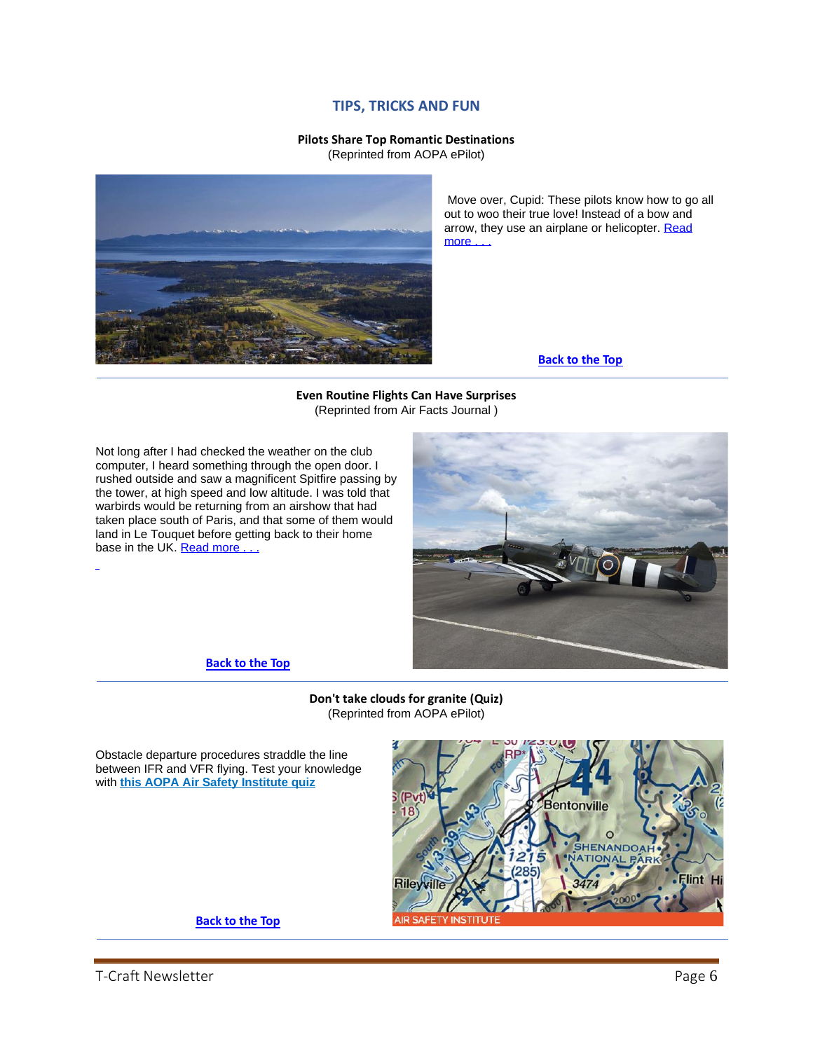## TIPS, TRICKS AND FUN

### Pilots Share Top Romantic Destinations

(Reprinted from AOPA ePilot)

Move over, Cupid: These pilots know how to go all out to woo their true love! Instead of a bow and arrow, they use an airplane or helicopter. [Read more . . .]

**Back to the Top**

---

### Even Routine Flights Can Have Surprises

(Reprinted from Air Facts Journal )

Not long after I had checked the weather on the club computer, I heard something through the open door. I rushed outside and saw a magnificent Spitfire passing by the tower, at high speed and low altitude. I was told that warbirds would be returning from an airshow that had taken place south of Paris, and that some of them would land in Le Touquet before getting back to their home base in the UK. [Read more . . .]

**Back to the Top**

---

### Don't take clouds for granite (Quiz)

(Reprinted from AOPA ePilot)

Obstacle departure procedures straddle the line between IFR and VFR flying. Test your knowledge with **this AOPA Air Safety Institute quiz**

**Back to the Top**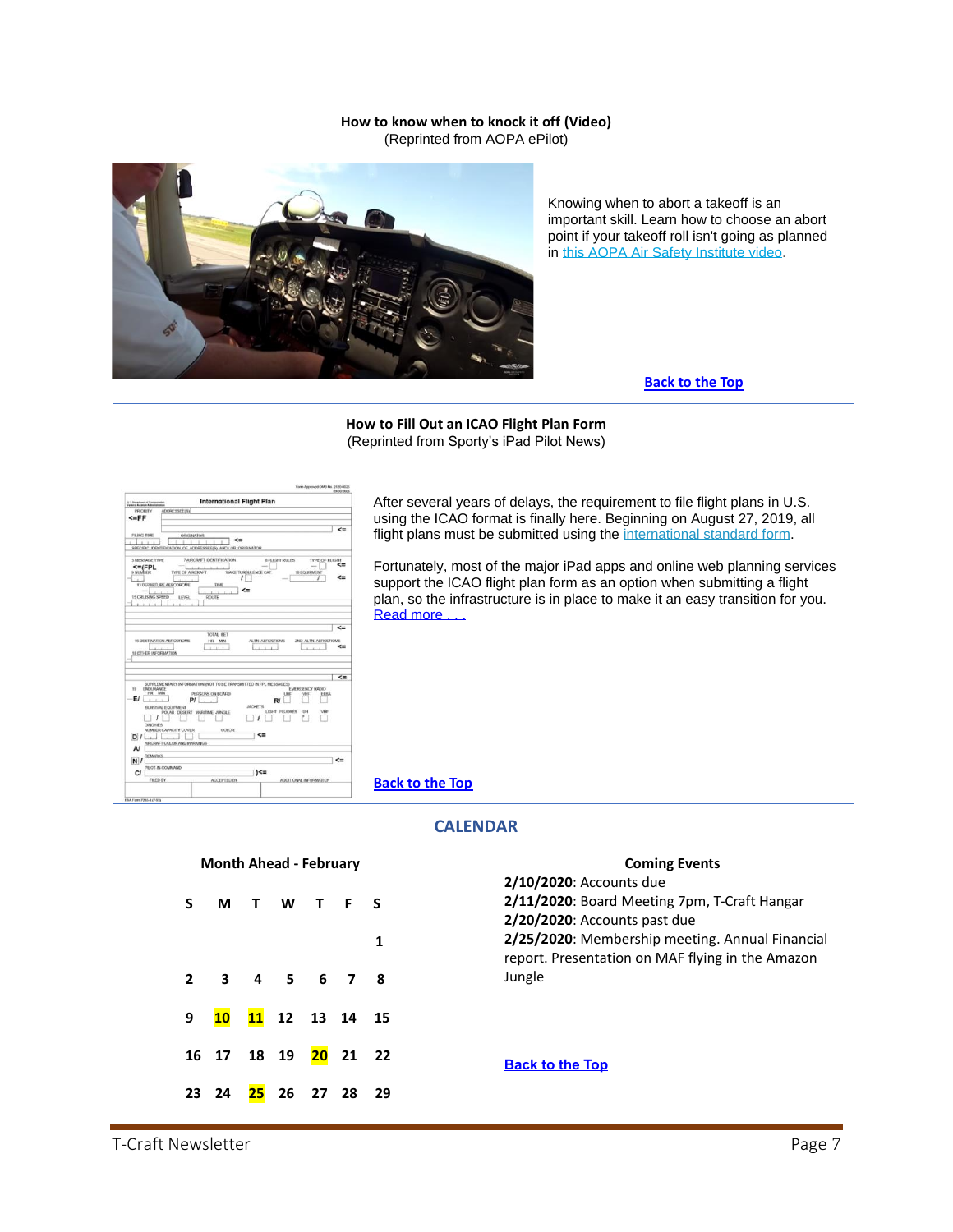**How to know when to knock it off (Video)**
(Reprinted from AOPA ePilot)

Knowing when to abort a takeoff is an important skill. Learn how to choose an abort point if your takeoff roll isn't going as planned in this AOPA Air Safety Institute video.

**Back to the Top**

---

**How to Fill Out an ICAO Flight Plan Form**
(Reprinted from Sporty's iPad Pilot News)

After several years of delays, the requirement to file flight plans in U.S. using the ICAO format is finally here. Beginning on August 27, 2019, all flight plans must be submitted using the international standard form.

Fortunately, most of the major iPad apps and online web planning services support the ICAO flight plan form as an option when submitting a flight plan, so the infrastructure is in place to make it an easy transition for you. Read more . . .

**Back to the Top**

---

## CALENDAR

**Month Ahead - February**

| S | M | T | W | T | F | S |
|---|---|---|---|---|---|---|
| | | | | | | 1 |
| 2 | 3 | 4 | 5 | 6 | 7 | 8 |
| 9 | 10 | 11 | 12 | 13 | 14 | 15 |
| 16 | 17 | 18 | 19 | 20 | 21 | 22 |
| 23 | 24 | 25 | 26 | 27 | 28 | 29 |

**Coming Events**

**2/10/2020**: Accounts due
**2/11/2020**: Board Meeting 7pm, T-Craft Hangar
**2/20/2020**: Accounts past due
**2/25/2020**: Membership meeting. Annual Financial report. Presentation on MAF flying in the Amazon Jungle

**Back to the Top**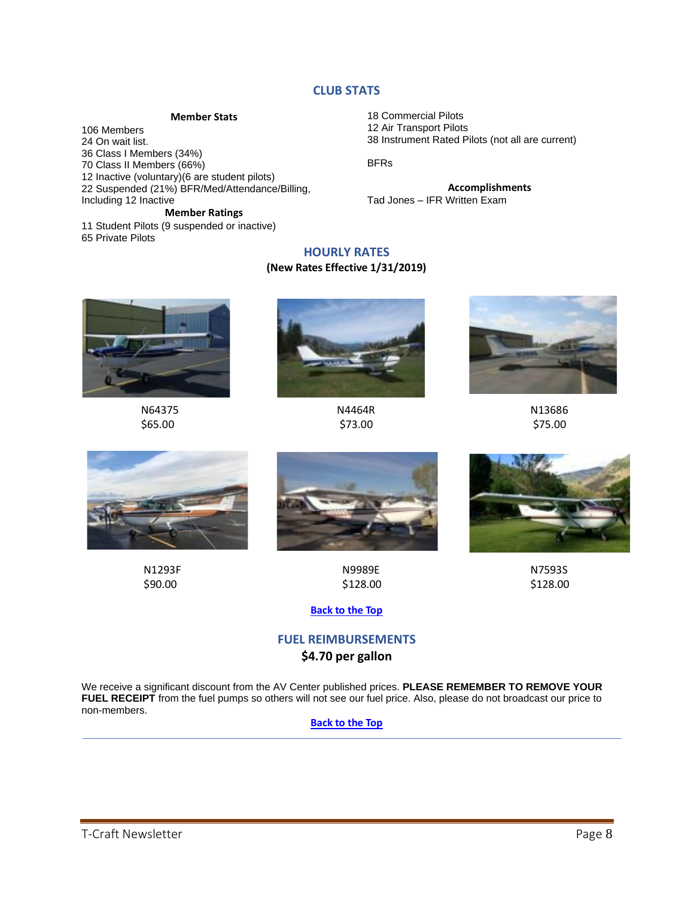## CLUB STATS

**Member Stats**

106 Members
24 On wait list.
36 Class I Members (34%)
70 Class II Members (66%)
12 Inactive (voluntary)(6 are student pilots)
22 Suspended (21%) BFR/Med/Attendance/Billing, Including 12 Inactive

**Member Ratings**

11 Student Pilots (9 suspended or inactive)
65 Private Pilots
18 Commercial Pilots
12 Air Transport Pilots
38 Instrument Rated Pilots (not all are current)

BFRs

**Accomplishments**

Tad Jones – IFR Written Exam

## HOURLY RATES

**(New Rates Effective 1/31/2019)**

N64375
$65.00

N4464R
$73.00

N13686
$75.00

N1293F
$90.00

N9989E
$128.00

N7593S
$128.00

**Back to the Top**

## FUEL REIMBURSEMENTS

**$4.70 per gallon**

We receive a significant discount from the AV Center published prices. **PLEASE REMEMBER TO REMOVE YOUR FUEL RECEIPT** from the fuel pumps so others will not see our fuel price. Also, please do not broadcast our price to non-members.

**Back to the Top**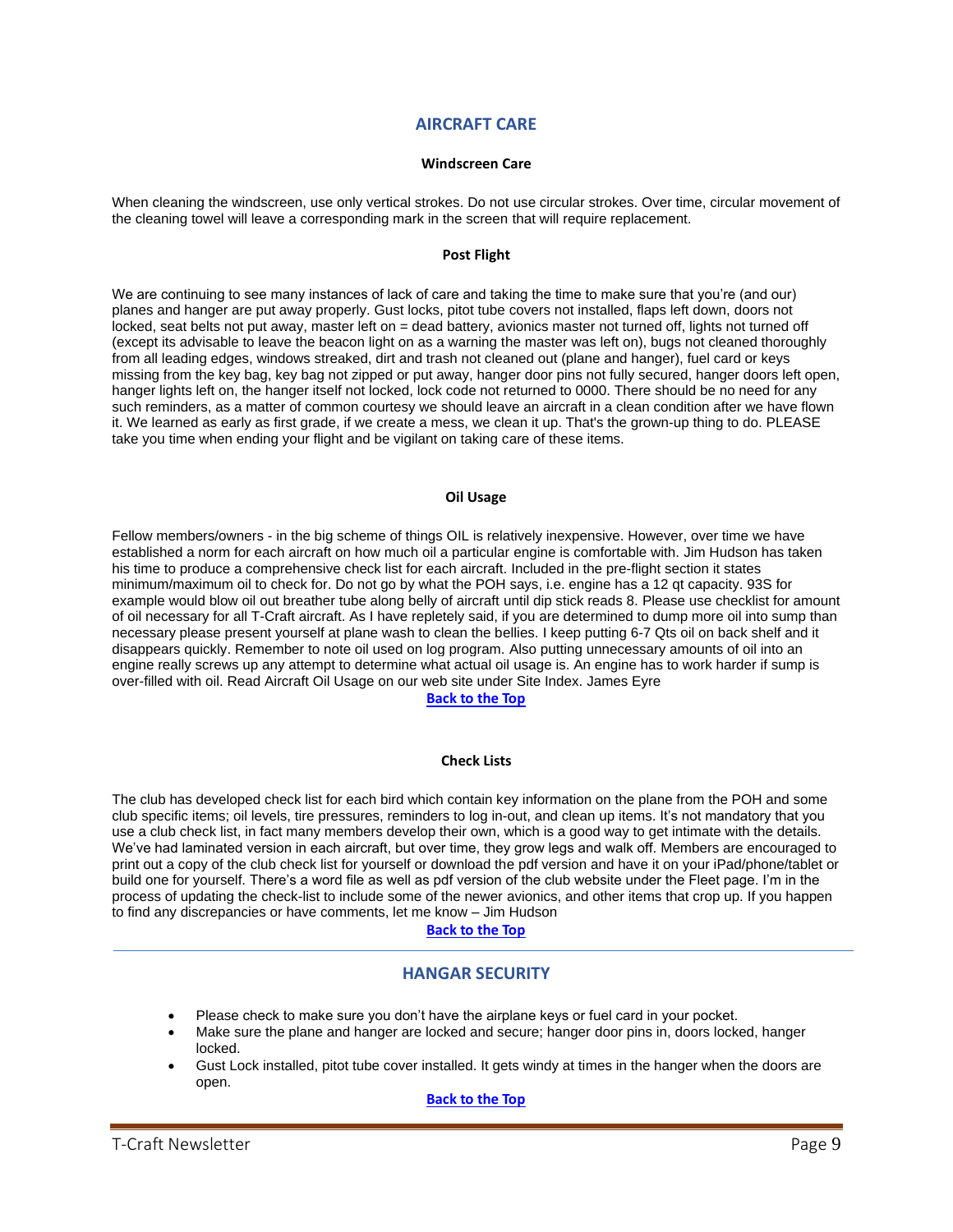## AIRCRAFT CARE

### Windscreen Care

When cleaning the windscreen, use only vertical strokes. Do not use circular strokes. Over time, circular movement of the cleaning towel will leave a corresponding mark in the screen that will require replacement.

### Post Flight

We are continuing to see many instances of lack of care and taking the time to make sure that you're (and our) planes and hanger are put away properly. Gust locks, pitot tube covers not installed, flaps left down, doors not locked, seat belts not put away, master left on = dead battery, avionics master not turned off, lights not turned off (except its advisable to leave the beacon light on as a warning the master was left on), bugs not cleaned thoroughly from all leading edges, windows streaked, dirt and trash not cleaned out (plane and hanger), fuel card or keys missing from the key bag, key bag not zipped or put away, hanger door pins not fully secured, hanger doors left open, hanger lights left on, the hanger itself not locked, lock code not returned to 0000. There should be no need for any such reminders, as a matter of common courtesy we should leave an aircraft in a clean condition after we have flown it. We learned as early as first grade, if we create a mess, we clean it up. That's the grown-up thing to do. PLEASE take you time when ending your flight and be vigilant on taking care of these items.

### Oil Usage

Fellow members/owners - in the big scheme of things OIL is relatively inexpensive. However, over time we have established a norm for each aircraft on how much oil a particular engine is comfortable with. Jim Hudson has taken his time to produce a comprehensive check list for each aircraft. Included in the pre-flight section it states minimum/maximum oil to check for. Do not go by what the POH says, i.e. engine has a 12 qt capacity. 93S for example would blow oil out breather tube along belly of aircraft until dip stick reads 8. Please use checklist for amount of oil necessary for all T-Craft aircraft. As I have repletely said, if you are determined to dump more oil into sump than necessary please present yourself at plane wash to clean the bellies. I keep putting 6-7 Qts oil on back shelf and it disappears quickly. Remember to note oil used on log program. Also putting unnecessary amounts of oil into an engine really screws up any attempt to determine what actual oil usage is. An engine has to work harder if sump is over-filled with oil. Read Aircraft Oil Usage on our web site under Site Index. James Eyre

**Back to the Top**

### Check Lists

The club has developed check list for each bird which contain key information on the plane from the POH and some club specific items; oil levels, tire pressures, reminders to log in-out, and clean up items. It's not mandatory that you use a club check list, in fact many members develop their own, which is a good way to get intimate with the details. We've had laminated version in each aircraft, but over time, they grow legs and walk off. Members are encouraged to print out a copy of the club check list for yourself or download the pdf version and have it on your iPad/phone/tablet or build one for yourself. There's a word file as well as pdf version of the club website under the Fleet page. I'm in the process of updating the check-list to include some of the newer avionics, and other items that crop up. If you happen to find any discrepancies or have comments, let me know – Jim Hudson

**Back to the Top**

---

## HANGAR SECURITY

- Please check to make sure you don't have the airplane keys or fuel card in your pocket.
- Make sure the plane and hanger are locked and secure; hanger door pins in, doors locked, hanger locked.
- Gust Lock installed, pitot tube cover installed. It gets windy at times in the hanger when the doors are open.

**Back to the Top**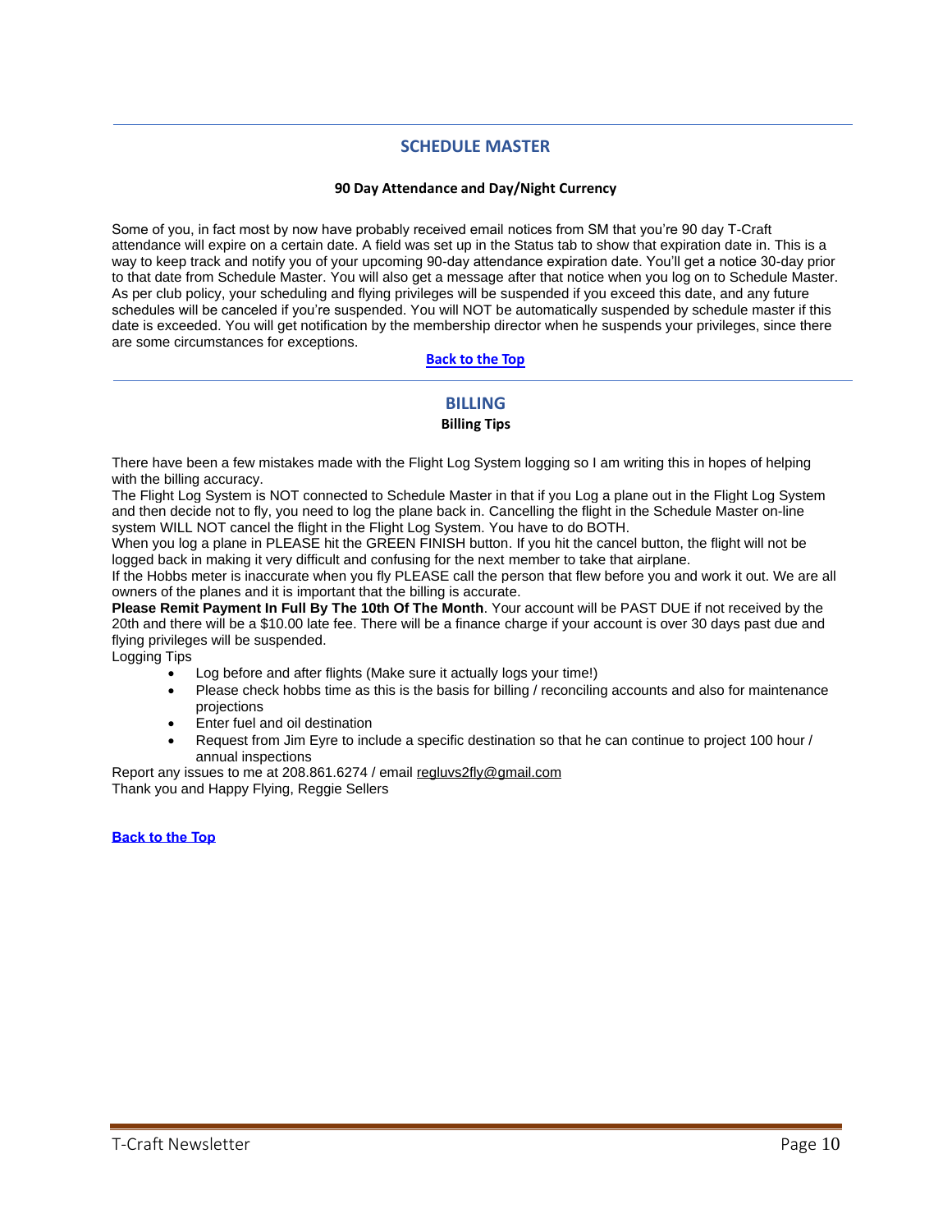## SCHEDULE MASTER

### 90 Day Attendance and Day/Night Currency

Some of you, in fact most by now have probably received email notices from SM that you're 90 day T-Craft attendance will expire on a certain date. A field was set up in the Status tab to show that expiration date in. This is a way to keep track and notify you of your upcoming 90-day attendance expiration date. You'll get a notice 30-day prior to that date from Schedule Master. You will also get a message after that notice when you log on to Schedule Master. As per club policy, your scheduling and flying privileges will be suspended if you exceed this date, and any future schedules will be canceled if you're suspended. You will NOT be automatically suspended by schedule master if this date is exceeded. You will get notification by the membership director when he suspends your privileges, since there are some circumstances for exceptions.

**Back to the Top**

## BILLING

### Billing Tips

There have been a few mistakes made with the Flight Log System logging so I am writing this in hopes of helping with the billing accuracy.

The Flight Log System is NOT connected to Schedule Master in that if you Log a plane out in the Flight Log System and then decide not to fly, you need to log the plane back in. Cancelling the flight in the Schedule Master on-line system WILL NOT cancel the flight in the Flight Log System. You have to do BOTH.

When you log a plane in PLEASE hit the GREEN FINISH button. If you hit the cancel button, the flight will not be logged back in making it very difficult and confusing for the next member to take that airplane.

If the Hobbs meter is inaccurate when you fly PLEASE call the person that flew before you and work it out. We are all owners of the planes and it is important that the billing is accurate.

**Please Remit Payment In Full By The 10th Of The Month**. Your account will be PAST DUE if not received by the 20th and there will be a $10.00 late fee. There will be a finance charge if your account is over 30 days past due and flying privileges will be suspended.

Logging Tips

- Log before and after flights (Make sure it actually logs your time!)
- Please check hobbs time as this is the basis for billing / reconciling accounts and also for maintenance projections
- Enter fuel and oil destination
- Request from Jim Eyre to include a specific destination so that he can continue to project 100 hour / annual inspections

Report any issues to me at 208.861.6274 / email regluvs2fly@gmail.com

Thank you and Happy Flying, Reggie Sellers

**Back to the Top**